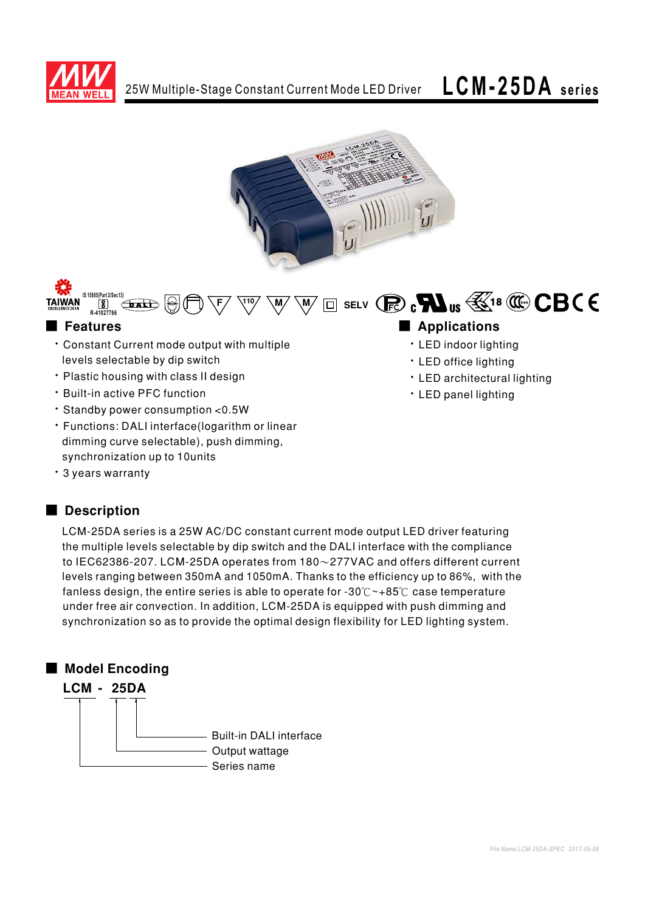# 25W Multiple-Stage Constant Current Mode LED Driver LCM-25DA series

## Features

- Constant Current mode output with multiple levels selectable by dip switch
- Plastic housing with class II design
- Built-in active PFC function
- Standby power consumption <0.5W
- Functions: DALI interface(logarithm or linear dimming curve selectable), push dimming, synchronization up to 10units
- 3 years warranty

## Applications

- LED indoor lighting
- LED office lighting
- LED architectural lighting
- LED panel lighting

## Description

LCM-25DA series is a 25W AC/DC constant current mode output LED driver featuring the multiple levels selectable by dip switch and the DALI interface with the compliance to IEC62386-207. LCM-25DA operates from 180～277VAC and offers different current levels ranging between 350mA and 1050mA. Thanks to the efficiency up to 86%, with the fanless design, the entire series is able to operate for -30℃~+85℃ case temperature under free air convection. In addition, LCM-25DA is equipped with push dimming and synchronization so as to provide the optimal design flexibility for LED lighting system.

## Model Encoding

**LCM - 25DA**

- DA: Built-in DALI interface
- 25: Output wattage
- LCM: Series name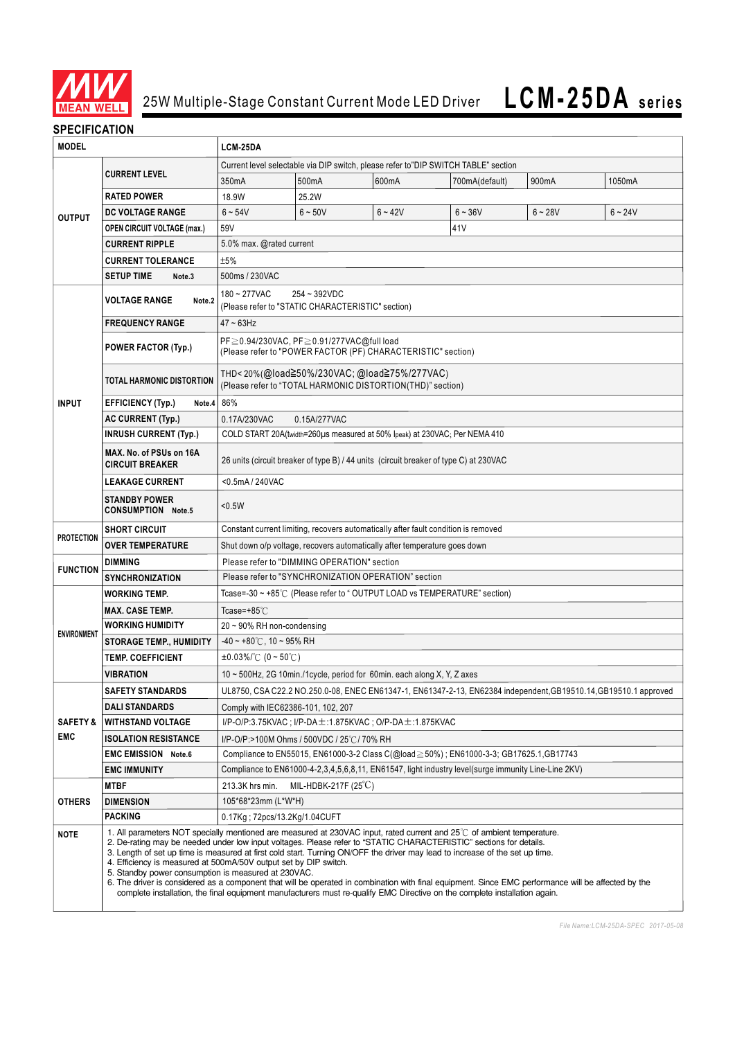# 25W Multiple-Stage Constant Current Mode LED Driver **LCM-25DA series**

## SPECIFICATION

| MODEL | | LCM-25DA | | | | | |
|---|---|---|---|---|---|---|---|
| OUTPUT | CURRENT LEVEL | Current level selectable via DIP switch, please refer to"DIP SWITCH TABLE" section | | | | | |
| | | 350mA | 500mA | 600mA | 700mA(default) | 900mA | 1050mA |
| | RATED POWER | 18.9W | 25.2W | | | | |
| | DC VOLTAGE RANGE | 6 ~ 54V | 6 ~ 50V | 6 ~ 42V | 6 ~ 36V | 6 ~ 28V | 6 ~ 24V |
| | OPEN CIRCUIT VOLTAGE (max.) | 59V | | | 41V | | |
| | CURRENT RIPPLE | 5.0% max. @rated current | | | | | |
| | CURRENT TOLERANCE | ±5% | | | | | |
| | SETUP TIME Note.3 | 500ms / 230VAC | | | | | |
| INPUT | VOLTAGE RANGE Note.2 | 180 ~ 277VAC 254 ~ 392VDC (Please refer to "STATIC CHARACTERISTIC" section) | | | | | |
| | FREQUENCY RANGE | 47 ~ 63Hz | | | | | |
| | POWER FACTOR (Typ.) | PF≧0.94/230VAC, PF≧0.91/277VAC@full load (Please refer to "POWER FACTOR (PF) CHARACTERISTIC" section) | | | | | |
| | TOTAL HARMONIC DISTORTION | THD< 20%(@load≧50%/230VAC; @load≧75%/277VAC) (Please refer to "TOTAL HARMONIC DISTORTION(THD)" section) | | | | | |
| | EFFICIENCY (Typ.) Note.4 | 86% | | | | | |
| | AC CURRENT (Typ.) | 0.17A/230VAC 0.15A/277VAC | | | | | |
| | INRUSH CURRENT (Typ.) | COLD START 20A(twidth=260μs measured at 50% Ipeak) at 230VAC; Per NEMA 410 | | | | | |
| | MAX. No. of PSUs on 16A CIRCUIT BREAKER | 26 units (circuit breaker of type B) / 44 units (circuit breaker of type C) at 230VAC | | | | | |
| | LEAKAGE CURRENT | <0.5mA / 240VAC | | | | | |
| | STANDBY POWER CONSUMPTION Note.5 | <0.5W | | | | | |
| PROTECTION | SHORT CIRCUIT | Constant current limiting, recovers automatically after fault condition is removed | | | | | |
| | OVER TEMPERATURE | Shut down o/p voltage, recovers automatically after temperature goes down | | | | | |
| FUNCTION | DIMMING | Please refer to "DIMMING OPERATION" section | | | | | |
| | SYNCHRONIZATION | Please refer to "SYNCHRONIZATION OPERATION" section | | | | | |
| ENVIRONMENT | WORKING TEMP. | Tcase=-30 ~ +85℃ (Please refer to " OUTPUT LOAD vs TEMPERATURE" section) | | | | | |
| | MAX. CASE TEMP. | Tcase=+85℃ | | | | | |
| | WORKING HUMIDITY | 20 ~ 90% RH non-condensing | | | | | |
| | STORAGE TEMP., HUMIDITY | -40 ~ +80℃, 10 ~ 95% RH | | | | | |
| | TEMP. COEFFICIENT | ±0.03%/℃ (0 ~ 50℃) | | | | | |
| | VIBRATION | 10 ~ 500Hz, 2G 10min./1cycle, period for 60min. each along X, Y, Z axes | | | | | |
| SAFETY & EMC | SAFETY STANDARDS | UL8750, CSA C22.2 NO.250.0-08, ENEC EN61347-1, EN61347-2-13, EN62384 independent,GB19510.14,GB19510.1 approved | | | | | |
| | DALI STANDARDS | Comply with IEC62386-101, 102, 207 | | | | | |
| | WITHSTAND VOLTAGE | I/P-O/P:3.75KVAC ; I/P-DA±:1.875KVAC ; O/P-DA±:1.875KVAC | | | | | |
| | ISOLATION RESISTANCE | I/P-O/P:>100M Ohms / 500VDC / 25℃/ 70% RH | | | | | |
| | EMC EMISSION Note.6 | Compliance to EN55015, EN61000-3-2 Class C(@load≧50%) ; EN61000-3-3; GB17625.1,GB17743 | | | | | |
| | EMC IMMUNITY | Compliance to EN61000-4-2,3,4,5,6,8,11, EN61547, light industry level(surge immunity Line-Line 2KV) | | | | | |
| OTHERS | MTBF | 213.3K hrs min. MIL-HDBK-217F (25℃) | | | | | |
| | DIMENSION | 105*68*23mm (L*W*H) | | | | | |
| | PACKING | 0.17Kg ; 72pcs/13.2Kg/1.04CUFT | | | | | |

**NOTE**

1. All parameters NOT specially mentioned are measured at 230VAC input, rated current and 25℃ of ambient temperature.
2. De-rating may be needed under low input voltages. Please refer to "STATIC CHARACTERISTIC" sections for details.
3. Length of set up time is measured at first cold start. Turning ON/OFF the driver may lead to increase of the set up time.
4. Efficiency is measured at 500mA/50V output set by DIP switch.
5. Standby power consumption is measured at 230VAC.
6. The driver is considered as a component that will be operated in combination with final equipment. Since EMC performance will be affected by the complete installation, the final equipment manufacturers must re-qualify EMC Directive on the complete installation again.

*File Name:LCM-25DA-SPEC 2017-05-08*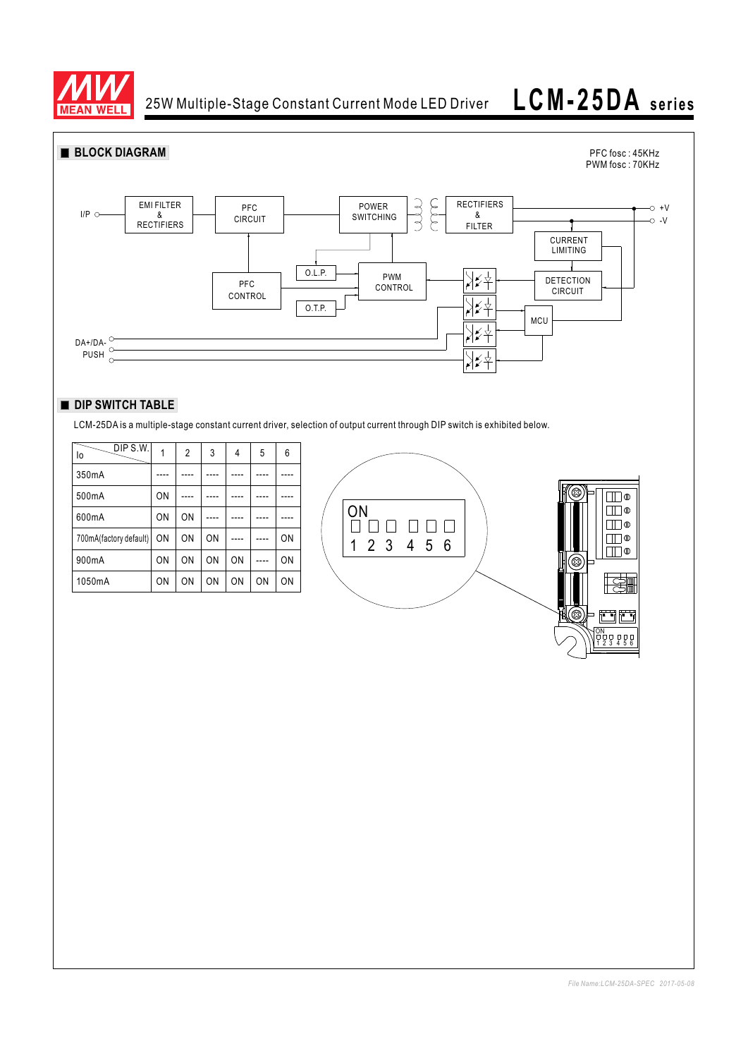## BLOCK DIAGRAM

PFC fosc : 45KHz
PWM fosc : 70KHz

## DIP SWITCH TABLE

LCM-25DA is a multiple-stage constant current driver, selection of output current through DIP switch is exhibited below.

| Io \ DIP S.W. | 1 | 2 | 3 | 4 | 5 | 6 |
|---|---|---|---|---|---|---|
| 350mA | ---- | ---- | ---- | ---- | ---- | ---- |
| 500mA | ON | ---- | ---- | ---- | ---- | ---- |
| 600mA | ON | ON | ---- | ---- | ---- | ---- |
| 700mA(factory default) | ON | ON | ON | ---- | ---- | ON |
| 900mA | ON | ON | ON | ON | ---- | ON |
| 1050mA | ON | ON | ON | ON | ON | ON |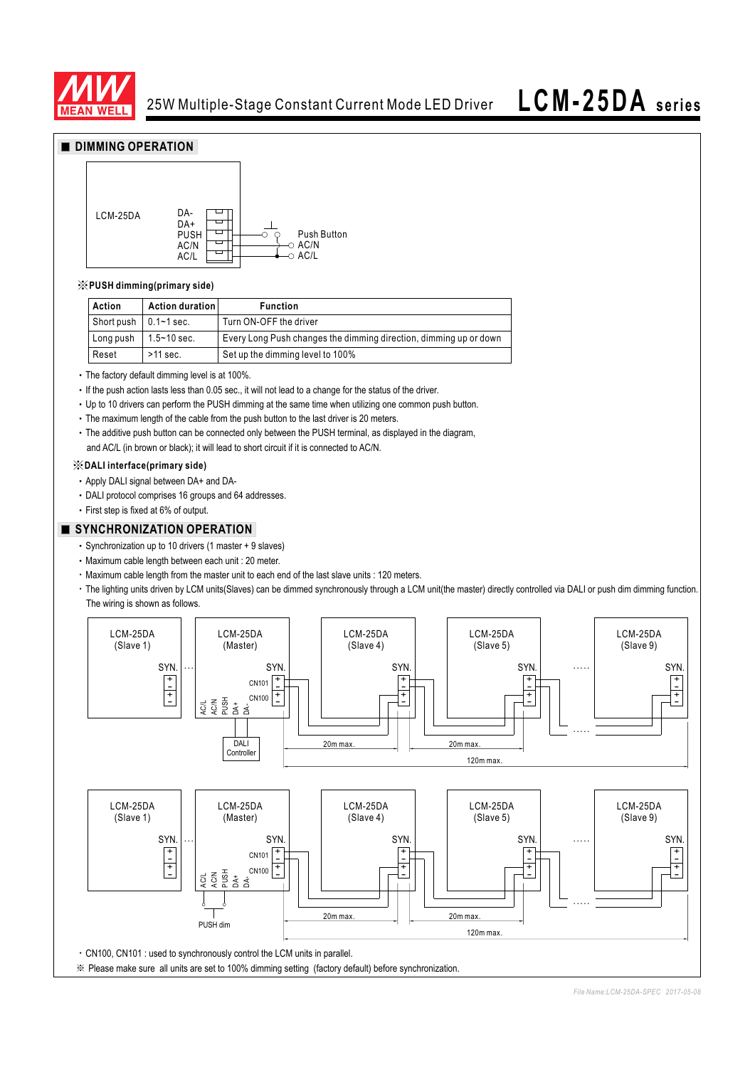## DIMMING OPERATION

※**PUSH dimming(primary side)**

| Action | Action duration | Function |
|---|---|---|
| Short push | 0.1~1 sec. | Turn ON-OFF the driver |
| Long push | 1.5~10 sec. | Every Long Push changes the dimming direction, dimming up or down |
| Reset | >11 sec. | Set up the dimming level to 100% |

- The factory default dimming level is at 100%.
- If the push action lasts less than 0.05 sec., it will not lead to a change for the status of the driver.
- Up to 10 drivers can perform the PUSH dimming at the same time when utilizing one common push button.
- The maximum length of the cable from the push button to the last driver is 20 meters.
- The additive push button can be connected only between the PUSH terminal, as displayed in the diagram, and AC/L (in brown or black); it will lead to short circuit if it is connected to AC/N.

※**DALI interface(primary side)**

- Apply DALI signal between DA+ and DA-
- DALI protocol comprises 16 groups and 64 addresses.
- First step is fixed at 6% of output.

## SYNCHRONIZATION OPERATION

- Synchronization up to 10 drivers (1 master + 9 slaves)
- Maximum cable length between each unit : 20 meter.
- Maximum cable length from the master unit to each end of the last slave units : 120 meters.
- The lighting units driven by LCM units(Slaves) can be dimmed synchronously through a LCM unit(the master) directly controlled via DALI or push dim dimming function. The wiring is shown as follows.

- CN100, CN101 : used to synchronously control the LCM units in parallel.

※ Please make sure all units are set to 100% dimming setting (factory default) before synchronization.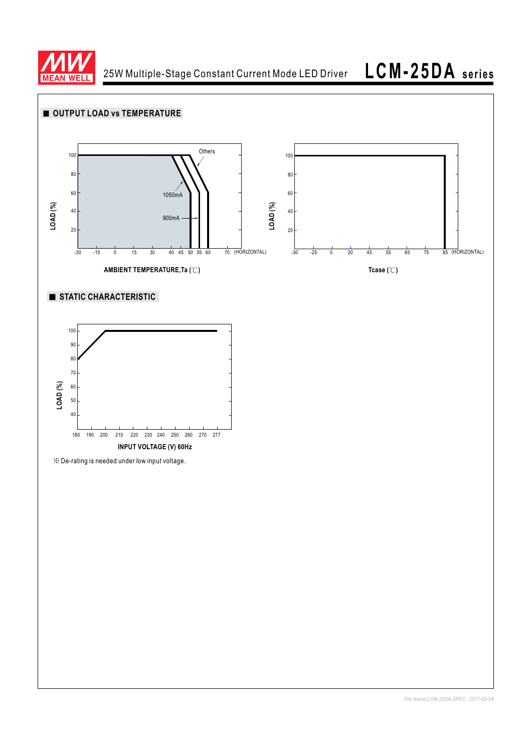## ■ OUTPUT LOAD vs TEMPERATURE

LOAD (%)

100, 80, 60, 40, 20

Others

1050mA

900mA

-30 -15 0 15 30 40 45 50 55 60 70 (HORIZONTAL)

**AMBIENT TEMPERATURE,Ta (℃)**

LOAD (%)

100, 80, 60, 40, 20

-30 -25 0 20 45 55 65 75 85 (HORIZONTAL)

**Tcase (℃)**

## ■ STATIC CHARACTERISTIC

LOAD (%)

100, 90, 80, 70, 60, 50, 40

180 190 200 210 220 230 240 250 260 270 277

**INPUT VOLTAGE (V) 60Hz**

※ De-rating is needed under low input voltage.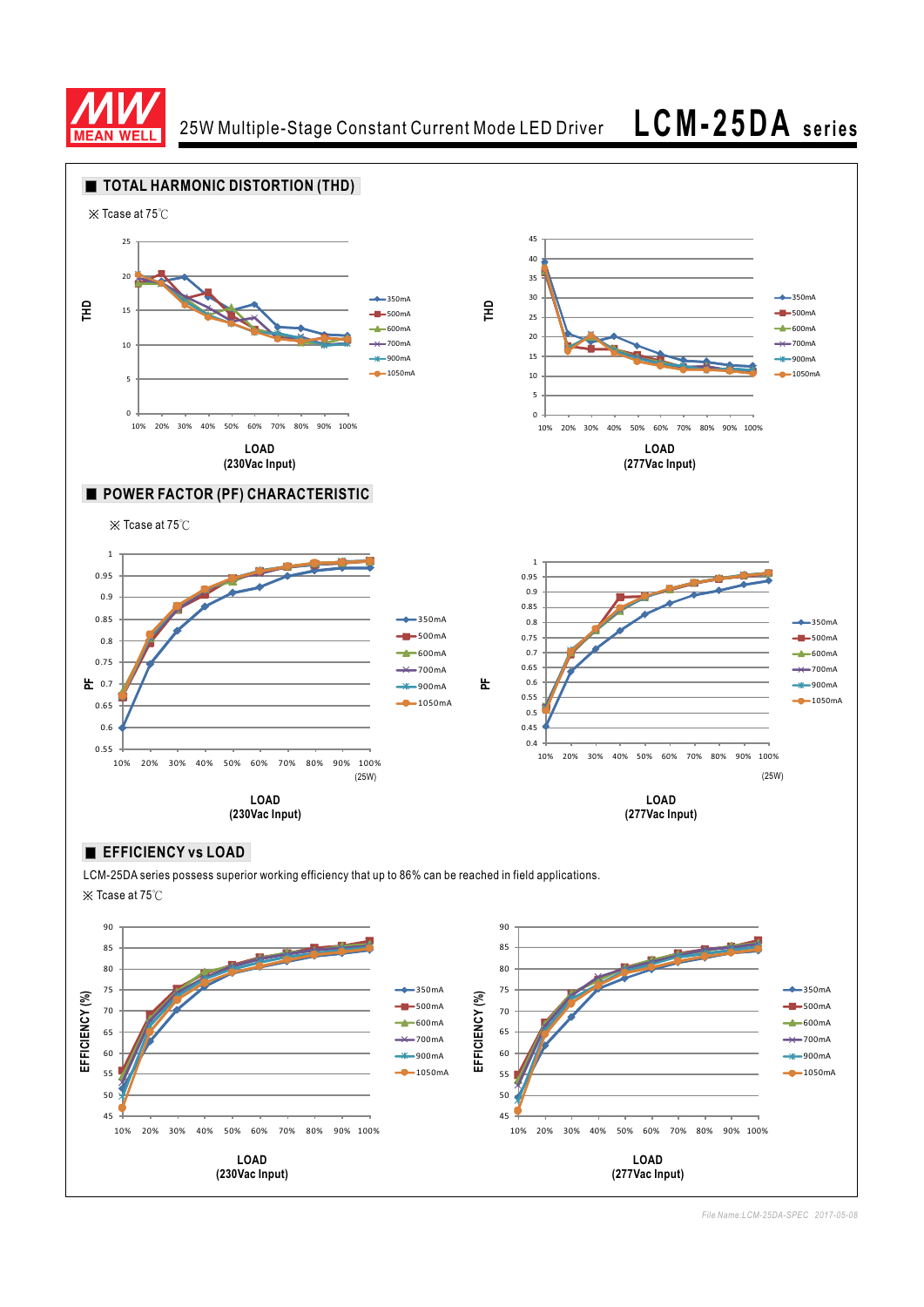## TOTAL HARMONIC DISTORTION (THD)

※ Tcase at 75℃

LOAD (230Vac Input)

LOAD (277Vac Input)

## POWER FACTOR (PF) CHARACTERISTIC

※ Tcase at 75℃

LOAD (230Vac Input)

LOAD (277Vac Input)

## EFFICIENCY vs LOAD

LCM-25DA series possess superior working efficiency that up to 86% can be reached in field applications.

※ Tcase at 75℃

LOAD (230Vac Input)

LOAD (277Vac Input)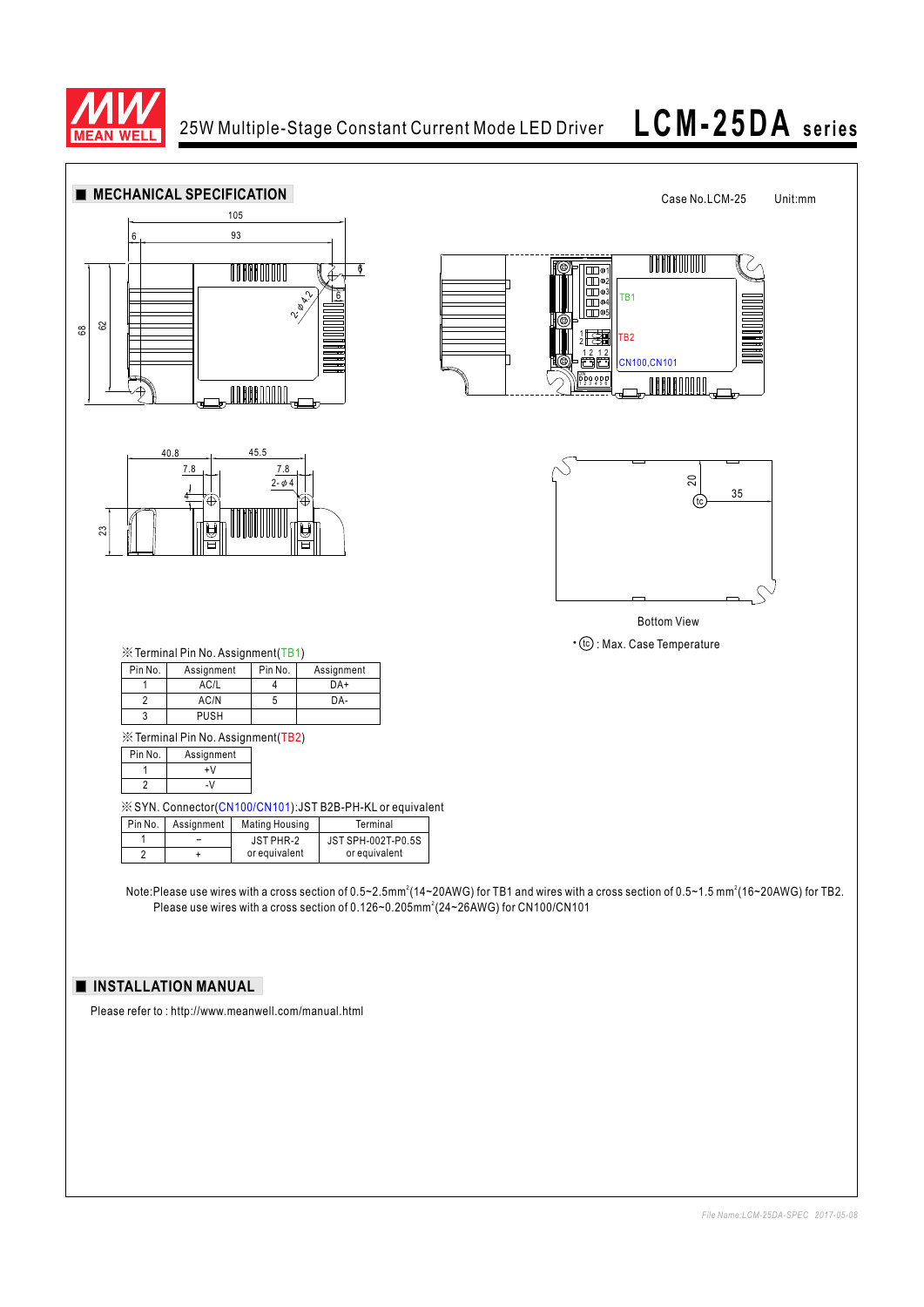## MECHANICAL SPECIFICATION

Case No.LCM-25　　Unit:mm

105
93
6
2-ϕ4.2
6
68
62
TB1
TB2
CN100,CN101

40.8
45.5
7.8
7.8
2-ϕ4
4
23

20
35
tc

Bottom View

• (tc) : Max. Case Temperature

※Terminal Pin No. Assignment(TB1)

| Pin No. | Assignment | Pin No. | Assignment |
|---|---|---|---|
| 1 | AC/L | 4 | DA+ |
| 2 | AC/N | 5 | DA- |
| 3 | PUSH | | |

※Terminal Pin No. Assignment(TB2)

| Pin No. | Assignment |
|---|---|
| 1 | +V |
| 2 | -V |

※SYN. Connector(CN100/CN101):JST B2B-PH-KL or equivalent

| Pin No. | Assignment | Mating Housing | Terminal |
|---|---|---|---|
| 1 | − | JST PHR-2 or equivalent | JST SPH-002T-P0.5S or equivalent |
| 2 | + | | |

Note:Please use wires with a cross section of 0.5~2.5mm²(14~20AWG) for TB1 and wires with a cross section of 0.5~1.5 mm²(16~20AWG) for TB2.
Please use wires with a cross section of 0.126~0.205mm²(24~26AWG) for CN100/CN101

## INSTALLATION MANUAL

Please refer to : http://www.meanwell.com/manual.html